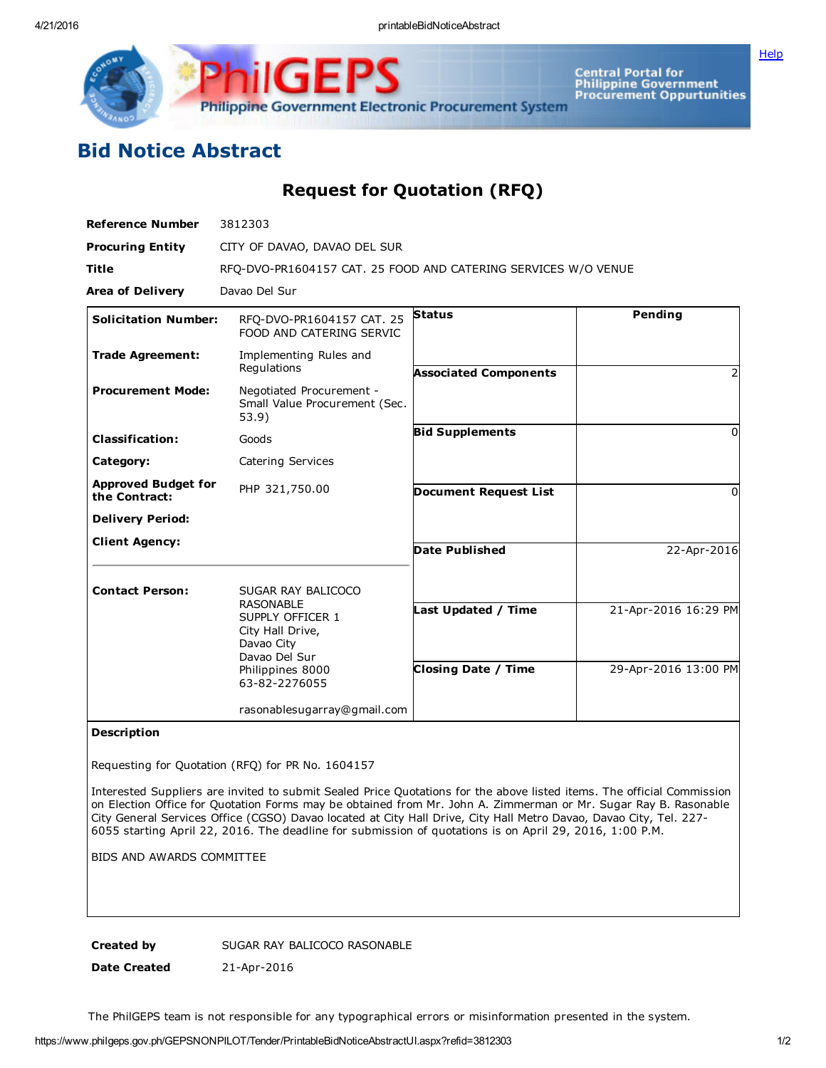# Bid Notice Abstract

## Request for Quotation (RFQ)

| | |
|---|---|
| **Reference Number** | 3812303 |
| **Procuring Entity** | CITY OF DAVAO, DAVAO DEL SUR |
| **Title** | RFQ-DVO-PR1604157 CAT. 25 FOOD AND CATERING SERVICES W/O VENUE |
| **Area of Delivery** | Davao Del Sur |

| | | | |
|---|---|---|---|
| **Solicitation Number:** | RFQ-DVO-PR1604157 CAT. 25 FOOD AND CATERING SERVIC | **Status** | Pending |
| **Trade Agreement:** | Implementing Rules and Regulations | **Associated Components** | 2 |
| **Procurement Mode:** | Negotiated Procurement - Small Value Procurement (Sec. 53.9) | **Bid Supplements** | 0 |
| **Classification:** | Goods | **Document Request List** | 0 |
| **Category:** | Catering Services | **Date Published** | 22-Apr-2016 |
| **Approved Budget for the Contract:** | PHP 321,750.00 | **Last Updated / Time** | 21-Apr-2016 16:29 PM |
| **Delivery Period:** | | **Closing Date / Time** | 29-Apr-2016 13:00 PM |
| **Client Agency:** | | | |
| **Contact Person:** | SUGAR RAY BALICOCO RASONABLE<br>SUPPLY OFFICER 1<br>City Hall Drive,<br>Davao City<br>Davao Del Sur<br>Philippines 8000<br>63-82-2276055<br><br>rasonablesugarray@gmail.com | | |

**Description**

Requesting for Quotation (RFQ) for PR No. 1604157

Interested Suppliers are invited to submit Sealed Price Quotations for the above listed items. The official Commission on Election Office for Quotation Forms may be obtained from Mr. John A. Zimmerman or Mr. Sugar Ray B. Rasonable City General Services Office (CGSO) Davao located at City Hall Drive, City Hall Metro Davao, Davao City, Tel. 227-6055 starting April 22, 2016. The deadline for submission of quotations is on April 29, 2016, 1:00 P.M.

BIDS AND AWARDS COMMITTEE

| | |
|---|---|
| **Created by** | SUGAR RAY BALICOCO RASONABLE |
| **Date Created** | 21-Apr-2016 |

The PhilGEPS team is not responsible for any typographical errors or misinformation presented in the system.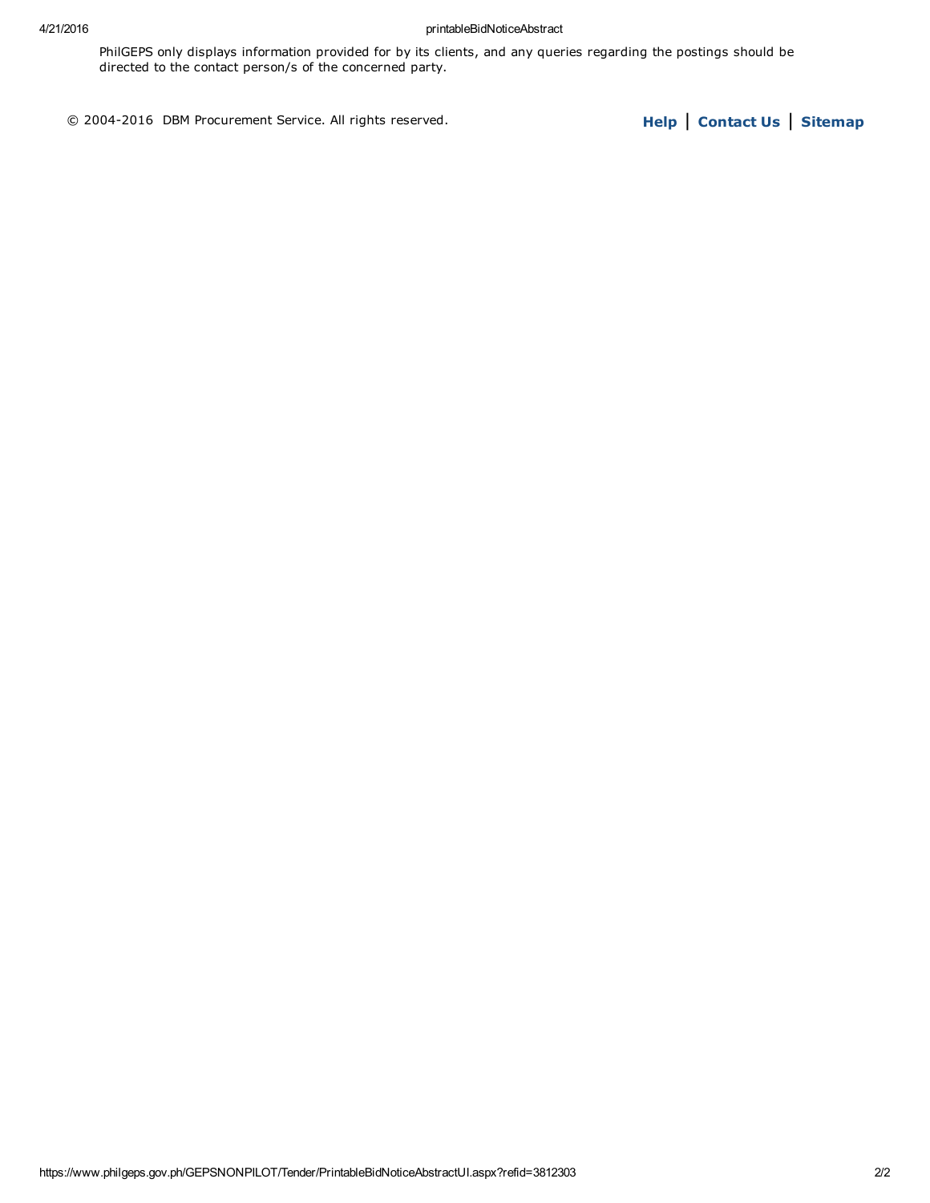PhilGEPS only displays information provided for by its clients, and any queries regarding the postings should be directed to the contact person/s of the concerned party.

© 2004-2016 DBM Procurement Service. All rights reserved.

**Help** | **Contact Us** | **Sitemap**